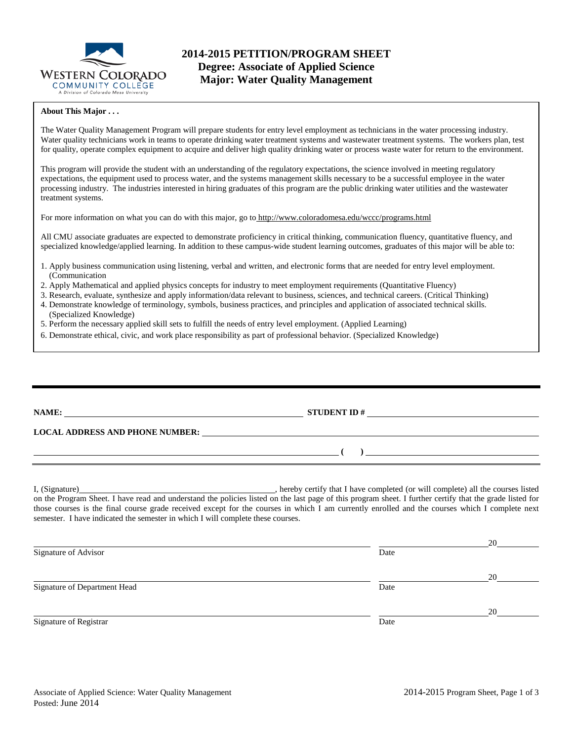# 2014-2015 PETITION/PROGRAM SHEET
## Degree: Associate of Applied Science
## Major: Water Quality Management

**About This Major . . .**

The Water Quality Management Program will prepare students for entry level employment as technicians in the water processing industry. Water quality technicians work in teams to operate drinking water treatment systems and wastewater treatment systems. The workers plan, test for quality, operate complex equipment to acquire and deliver high quality drinking water or process waste water for return to the environment.

This program will provide the student with an understanding of the regulatory expectations, the science involved in meeting regulatory expectations, the equipment used to process water, and the systems management skills necessary to be a successful employee in the water processing industry. The industries interested in hiring graduates of this program are the public drinking water utilities and the wastewater treatment systems.

For more information on what you can do with this major, go to http://www.coloradomesa.edu/wccc/programs.html

All CMU associate graduates are expected to demonstrate proficiency in critical thinking, communication fluency, quantitative fluency, and specialized knowledge/applied learning. In addition to these campus-wide student learning outcomes, graduates of this major will be able to:

1. Apply business communication using listening, verbal and written, and electronic forms that are needed for entry level employment. (Communication
2. Apply Mathematical and applied physics concepts for industry to meet employment requirements (Quantitative Fluency)
3. Research, evaluate, synthesize and apply information/data relevant to business, sciences, and technical careers. (Critical Thinking)
4. Demonstrate knowledge of terminology, symbols, business practices, and principles and application of associated technical skills. (Specialized Knowledge)
5. Perform the necessary applied skill sets to fulfill the needs of entry level employment. (Applied Learning)
6. Demonstrate ethical, civic, and work place responsibility as part of professional behavior. (Specialized Knowledge)

---

**NAME:** ______________________________ **STUDENT ID #** ______________________________

**LOCAL ADDRESS AND PHONE NUMBER:** ______________________________

______________________________ **( )** ______________________________

I, (Signature)______________________________, hereby certify that I have completed (or will complete) all the courses listed on the Program Sheet. I have read and understand the policies listed on the last page of this program sheet. I further certify that the grade listed for those courses is the final course grade received except for the courses in which I am currently enrolled and the courses which I complete next semester. I have indicated the semester in which I will complete these courses.

______________________________ ______________20______
Signature of Advisor Date

______________________________ ______________20______
Signature of Department Head Date

______________________________ ______________20______
Signature of Registrar Date

Associate of Applied Science: Water Quality Management
Posted: June 2014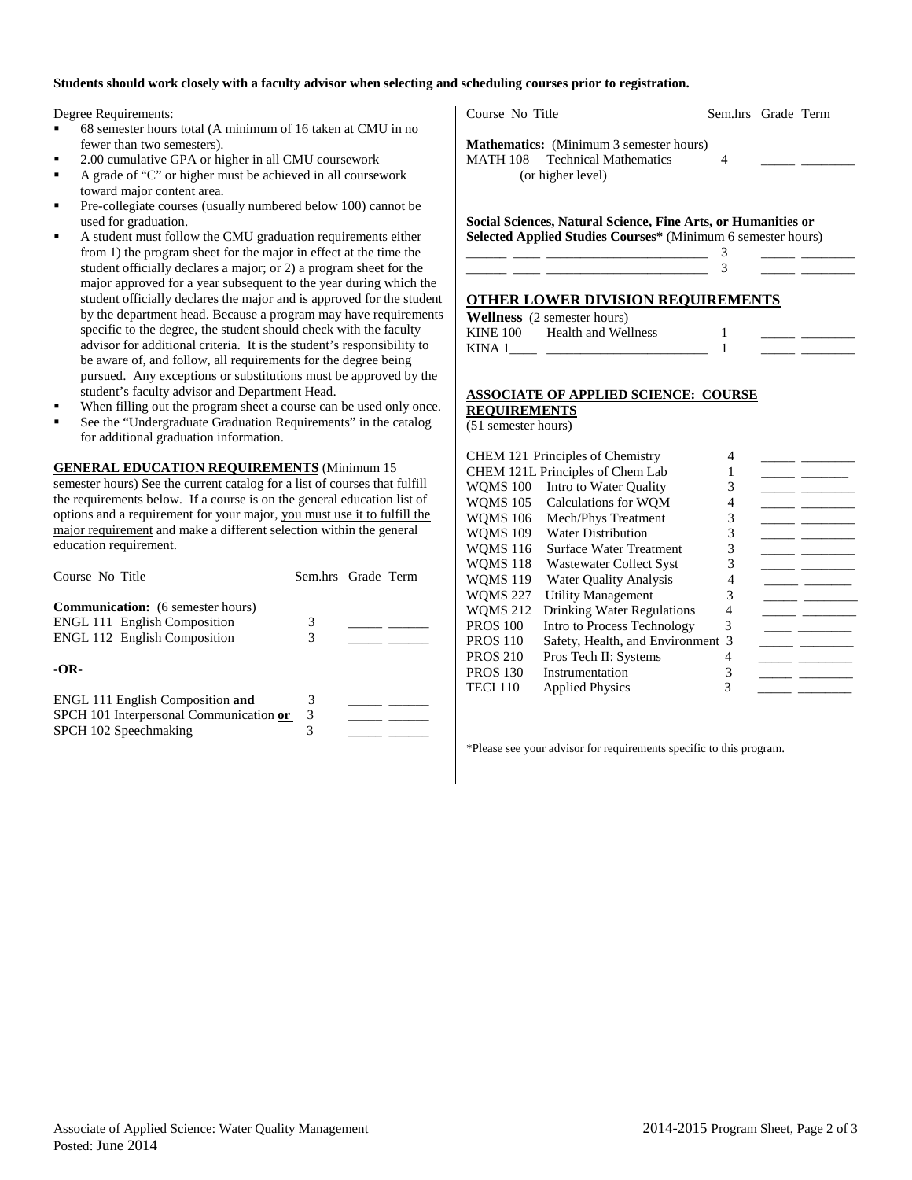**Students should work closely with a faculty advisor when selecting and scheduling courses prior to registration.**

Degree Requirements:

- 68 semester hours total (A minimum of 16 taken at CMU in no fewer than two semesters).
- 2.00 cumulative GPA or higher in all CMU coursework
- A grade of "C" or higher must be achieved in all coursework toward major content area.
- Pre-collegiate courses (usually numbered below 100) cannot be used for graduation.
- A student must follow the CMU graduation requirements either from 1) the program sheet for the major in effect at the time the student officially declares a major; or 2) a program sheet for the major approved for a year subsequent to the year during which the student officially declares the major and is approved for the student by the department head. Because a program may have requirements specific to the degree, the student should check with the faculty advisor for additional criteria. It is the student's responsibility to be aware of, and follow, all requirements for the degree being pursued. Any exceptions or substitutions must be approved by the student's faculty advisor and Department Head.
- When filling out the program sheet a course can be used only once.
- See the "Undergraduate Graduation Requirements" in the catalog for additional graduation information.

**GENERAL EDUCATION REQUIREMENTS** (Minimum 15 semester hours) See the current catalog for a list of courses that fulfill the requirements below. If a course is on the general education list of options and a requirement for your major, you must use it to fulfill the major requirement and make a different selection within the general education requirement.

| Course No Title | Sem.hrs | Grade | Term |
|---|---|---|---|
| **Communication:** (6 semester hours) | | | |
| ENGL 111 English Composition | 3 | _____ | ______ |
| ENGL 112 English Composition | 3 | _____ | ______ |
| **-OR-** | | | |
| ENGL 111 English Composition **and** | 3 | _____ | ______ |
| SPCH 101 Interpersonal Communication **or** | 3 | _____ | ______ |
| SPCH 102 Speechmaking | 3 | _____ | ______ |

| Course No Title | Sem.hrs | Grade | Term |
|---|---|---|---|
| **Mathematics:** (Minimum 3 semester hours) | | | |
| MATH 108 Technical Mathematics (or higher level) | 4 | _____ | ________ |
| **Social Sciences, Natural Science, Fine Arts, or Humanities or Selected Applied Studies Courses*** (Minimum 6 semester hours) | | | |
| ______ ____ _______________________ | 3 | _____ | ________ |
| ______ ____ _______________________ | 3 | _____ | ________ |

**OTHER LOWER DIVISION REQUIREMENTS**

| Course No Title | Sem.hrs | Grade | Term |
|---|---|---|---|
| **Wellness** (2 semester hours) | | | |
| KINE 100 Health and Wellness | 1 | _____ | ________ |
| KINA 1____ _______________________ | 1 | _____ | ________ |

**ASSOCIATE OF APPLIED SCIENCE: COURSE REQUIREMENTS**
(51 semester hours)

| Course No Title | Sem.hrs | Grade | Term |
|---|---|---|---|
| CHEM 121 Principles of Chemistry | 4 | _____ | ________ |
| CHEM 121L Principles of Chem Lab | 1 | _____ | _______ |
| WQMS 100 Intro to Water Quality | 3 | _____ | ________ |
| WQMS 105 Calculations for WQM | 4 | _____ | ________ |
| WQMS 106 Mech/Phys Treatment | 3 | _____ | ________ |
| WQMS 109 Water Distribution | 3 | _____ | ________ |
| WQMS 116 Surface Water Treatment | 3 | _____ | ________ |
| WQMS 118 Wastewater Collect Syst | 3 | _____ | ________ |
| WQMS 119 Water Quality Analysis | 4 | _____ | _______ |
| WQMS 227 Utility Management | 3 | _____ | ________ |
| WQMS 212 Drinking Water Regulations | 4 | _____ | ________ |
| PROS 100 Intro to Process Technology | 3 | ____ | ________ |
| PROS 110 Safety, Health, and Environment | 3 | _____ | ________ |
| PROS 210 Pros Tech II: Systems | 4 | _____ | ________ |
| PROS 130 Instrumentation | 3 | _____ | ________ |
| TECI 110 Applied Physics | 3 | _____ | ________ |

*Please see your advisor for requirements specific to this program.

Associate of Applied Science: Water Quality Management
Posted: June 2014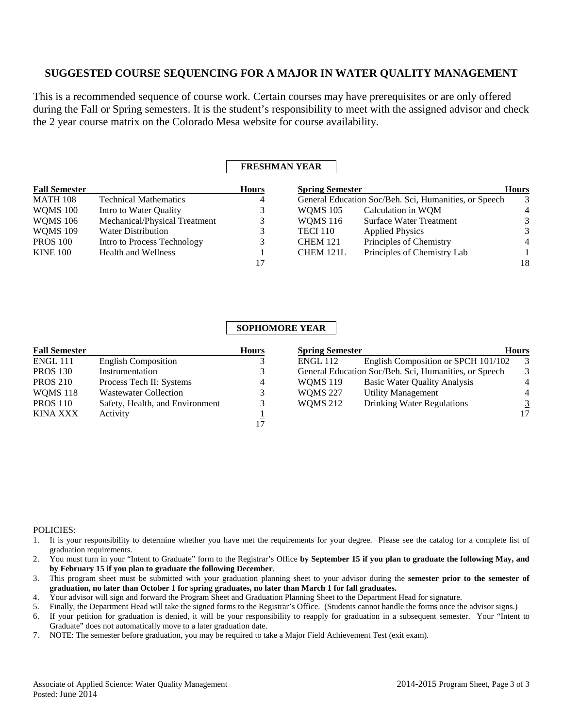## SUGGESTED COURSE SEQUENCING FOR A MAJOR IN WATER QUALITY MANAGEMENT

This is a recommended sequence of course work. Certain courses may have prerequisites or are only offered during the Fall or Spring semesters. It is the student's responsibility to meet with the assigned advisor and check the 2 year course matrix on the Colorado Mesa website for course availability.

### FRESHMAN YEAR

| Fall Semester | | Hours |
|---|---|---|
| MATH 108 | Technical Mathematics | 4 |
| WQMS 100 | Intro to Water Quality | 3 |
| WQMS 106 | Mechanical/Physical Treatment | 3 |
| WQMS 109 | Water Distribution | 3 |
| PROS 100 | Intro to Process Technology | 3 |
| KINE 100 | Health and Wellness | 1 |
| | | 17 |

| Spring Semester | | Hours |
|---|---|---|
| General Education Soc/Beh. Sci, Humanities, or Speech | | 3 |
| WQMS 105 | Calculation in WQM | 4 |
| WQMS 116 | Surface Water Treatment | 3 |
| TECI 110 | Applied Physics | 3 |
| CHEM 121 | Principles of Chemistry | 4 |
| CHEM 121L | Principles of Chemistry Lab | 1 |
| | | 18 |

### SOPHOMORE YEAR

| Fall Semester | | Hours |
|---|---|---|
| ENGL 111 | English Composition | 3 |
| PROS 130 | Instrumentation | 3 |
| PROS 210 | Process Tech II: Systems | 4 |
| WQMS 118 | Wastewater Collection | 3 |
| PROS 110 | Safety, Health, and Environment | 3 |
| KINA XXX | Activity | 1 |
| | | 17 |

| Spring Semester | | Hours |
|---|---|---|
| ENGL 112 | English Composition or SPCH 101/102 | 3 |
| General Education Soc/Beh. Sci, Humanities, or Speech | | 3 |
| WQMS 119 | Basic Water Quality Analysis | 4 |
| WQMS 227 | Utility Management | 4 |
| WQMS 212 | Drinking Water Regulations | 3 |
| | | 17 |

POLICIES:

1. It is your responsibility to determine whether you have met the requirements for your degree. Please see the catalog for a complete list of graduation requirements.
2. You must turn in your "Intent to Graduate" form to the Registrar's Office **by September 15 if you plan to graduate the following May, and by February 15 if you plan to graduate the following December**.
3. This program sheet must be submitted with your graduation planning sheet to your advisor during the **semester prior to the semester of graduation, no later than October 1 for spring graduates, no later than March 1 for fall graduates.**
4. Your advisor will sign and forward the Program Sheet and Graduation Planning Sheet to the Department Head for signature.
5. Finally, the Department Head will take the signed forms to the Registrar's Office. (Students cannot handle the forms once the advisor signs.)
6. If your petition for graduation is denied, it will be your responsibility to reapply for graduation in a subsequent semester. Your "Intent to Graduate" does not automatically move to a later graduation date.
7. NOTE: The semester before graduation, you may be required to take a Major Field Achievement Test (exit exam).

Associate of Applied Science: Water Quality Management
Posted: June 2014